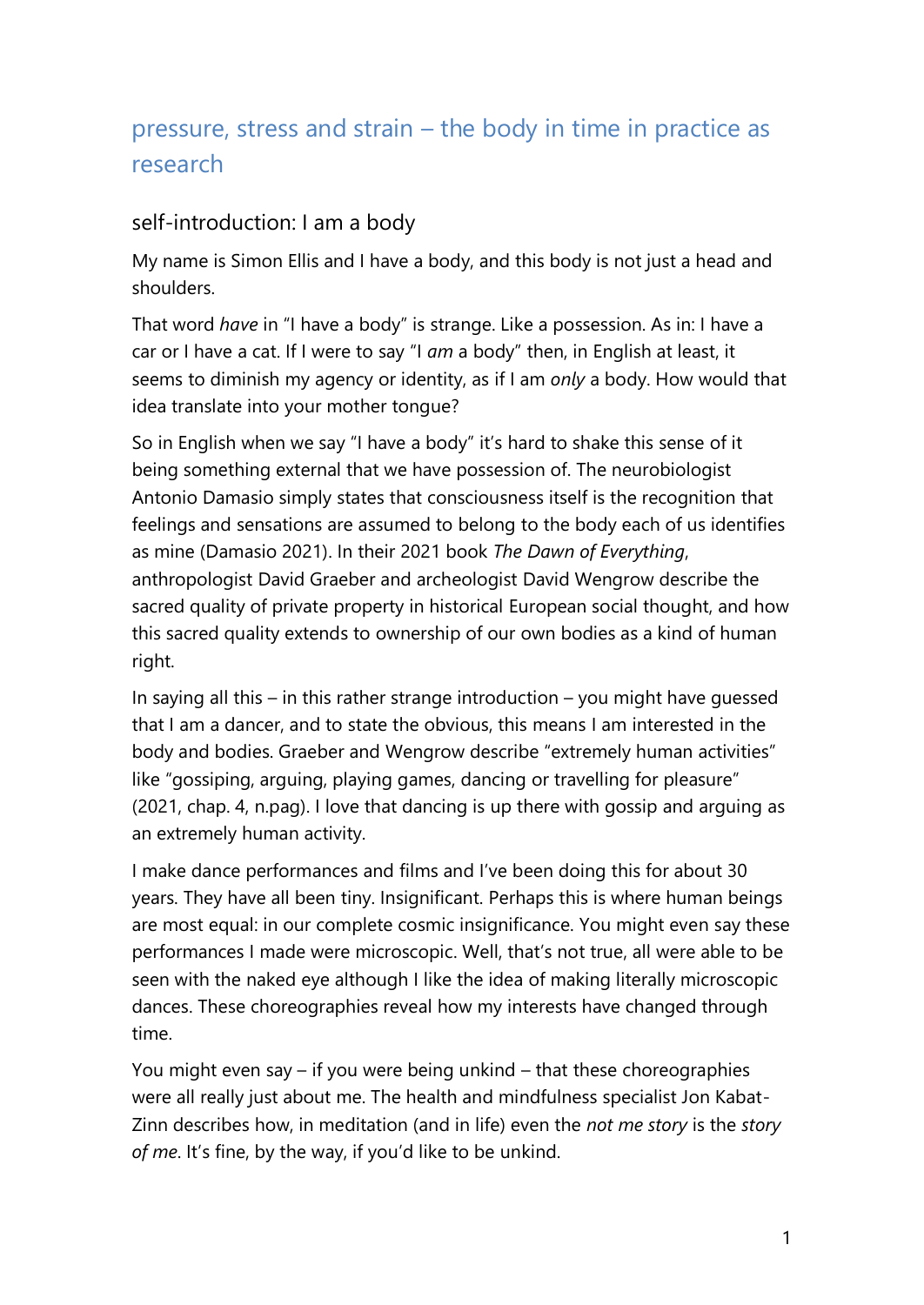# pressure, stress and strain – the body in time in practice as research

## self-introduction: I am a body

My name is Simon Ellis and I have a body, and this body is not just a head and shoulders.

That word *have* in "I have a body" is strange. Like a possession. As in: I have a car or I have a cat. If I were to say "I *am* a body" then, in English at least, it seems to diminish my agency or identity, as if I am *only* a body. How would that idea translate into your mother tongue?

So in English when we say "I have a body" it's hard to shake this sense of it being something external that we have possession of. The neurobiologist Antonio Damasio simply states that consciousness itself is the recognition that feelings and sensations are assumed to belong to the body each of us identifies as mine (Damasio 2021). In their 2021 book *The Dawn of Everything*, anthropologist David Graeber and archeologist David Wengrow describe the sacred quality of private property in historical European social thought, and how this sacred quality extends to ownership of our own bodies as a kind of human right.

In saying all this – in this rather strange introduction – you might have guessed that I am a dancer, and to state the obvious, this means I am interested in the body and bodies. Graeber and Wengrow describe "extremely human activities" like "gossiping, arguing, playing games, dancing or travelling for pleasure" (2021, chap. 4, n.pag). I love that dancing is up there with gossip and arguing as an extremely human activity.

I make dance performances and films and I've been doing this for about 30 years. They have all been tiny. Insignificant. Perhaps this is where human beings are most equal: in our complete cosmic insignificance. You might even say these performances I made were microscopic. Well, that's not true, all were able to be seen with the naked eye although I like the idea of making literally microscopic dances. These choreographies reveal how my interests have changed through time.

You might even say – if you were being unkind – that these choreographies were all really just about me. The health and mindfulness specialist Jon Kabat-Zinn describes how, in meditation (and in life) even the *not me story* is the *story of me*. It's fine, by the way, if you'd like to be unkind.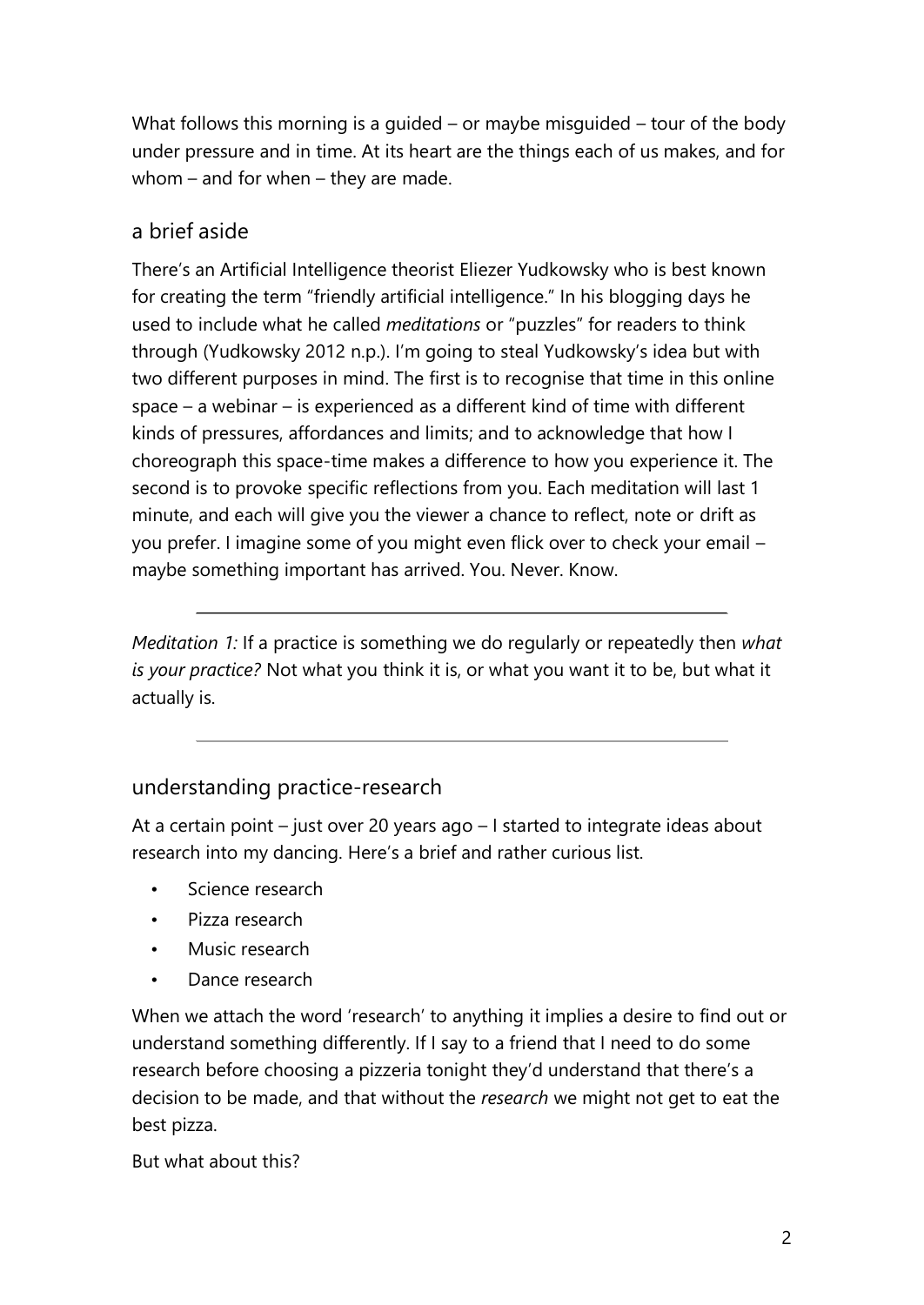What follows this morning is a guided – or maybe misguided – tour of the body under pressure and in time. At its heart are the things each of us makes, and for whom – and for when – they are made.

## a brief aside

There's an Artificial Intelligence theorist Eliezer Yudkowsky who is best known for creating the term "friendly artificial intelligence." In his blogging days he used to include what he called *meditations* or "puzzles" for readers to think through (Yudkowsky 2012 n.p.). I'm going to steal Yudkowsky's idea but with two different purposes in mind. The first is to recognise that time in this online space – a webinar – is experienced as a different kind of time with different kinds of pressures, affordances and limits; and to acknowledge that how I choreograph this space-time makes a difference to how you experience it. The second is to provoke specific reflections from you. Each meditation will last 1 minute, and each will give you the viewer a chance to reflect, note or drift as you prefer. I imagine some of you might even flick over to check your email – maybe something important has arrived. You. Never. Know.

---

*Meditation 1:* If a practice is something we do regularly or repeatedly then *what is your practice?* Not what you think it is, or what you want it to be, but what it actually is.

---

## understanding practice-research

At a certain point – just over 20 years ago – I started to integrate ideas about research into my dancing. Here's a brief and rather curious list.

- Science research
- Pizza research
- Music research
- Dance research

When we attach the word 'research' to anything it implies a desire to find out or understand something differently. If I say to a friend that I need to do some research before choosing a pizzeria tonight they'd understand that there's a decision to be made, and that without the *research* we might not get to eat the best pizza.

But what about this?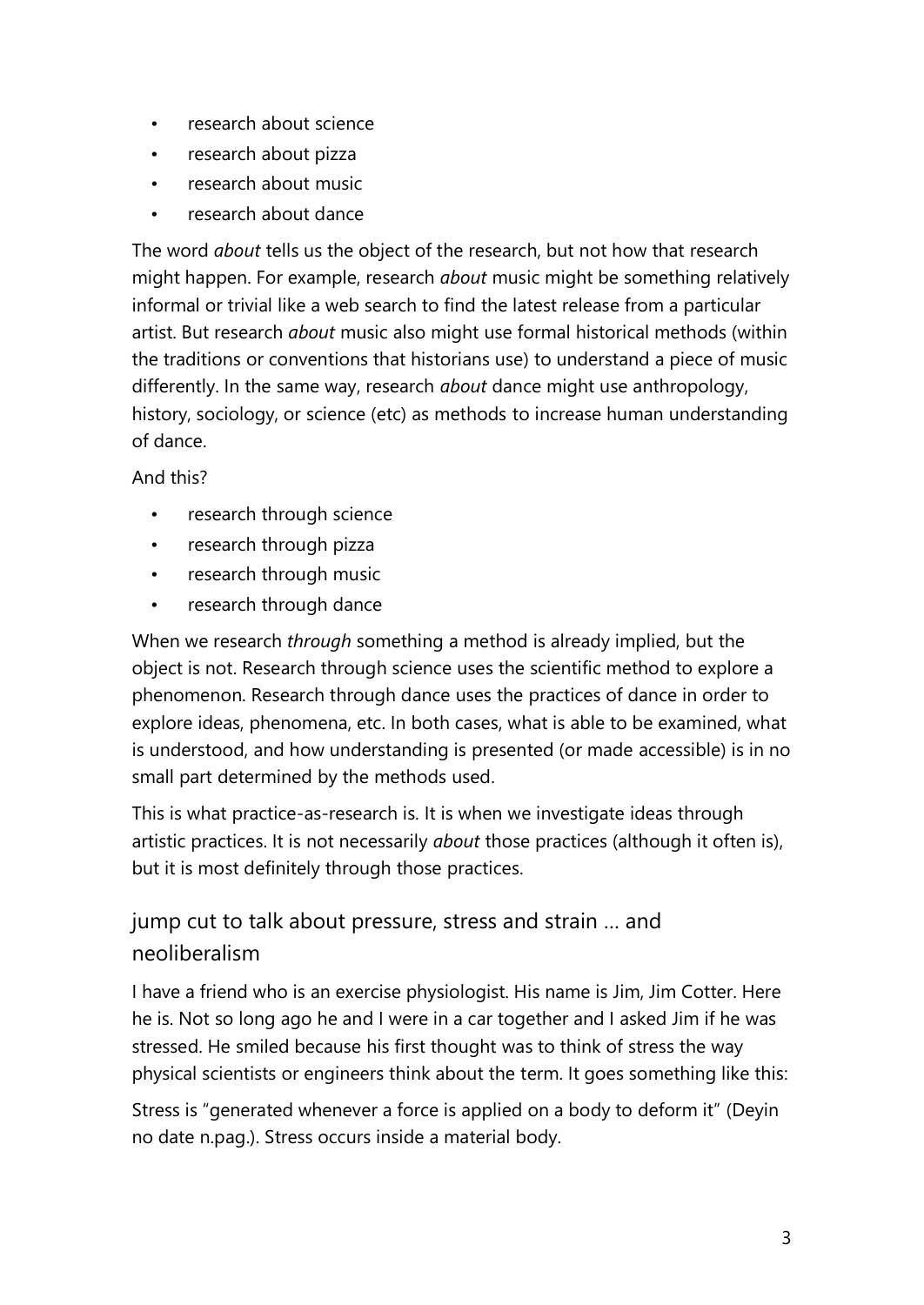- research about science
- research about pizza
- research about music
- research about dance

The word *about* tells us the object of the research, but not how that research might happen. For example, research *about* music might be something relatively informal or trivial like a web search to find the latest release from a particular artist. But research *about* music also might use formal historical methods (within the traditions or conventions that historians use) to understand a piece of music differently. In the same way, research *about* dance might use anthropology, history, sociology, or science (etc) as methods to increase human understanding of dance.

And this?

- research through science
- research through pizza
- research through music
- research through dance

When we research *through* something a method is already implied, but the object is not. Research through science uses the scientific method to explore a phenomenon. Research through dance uses the practices of dance in order to explore ideas, phenomena, etc. In both cases, what is able to be examined, what is understood, and how understanding is presented (or made accessible) is in no small part determined by the methods used.

This is what practice-as-research is. It is when we investigate ideas through artistic practices. It is not necessarily *about* those practices (although it often is), but it is most definitely through those practices.

## jump cut to talk about pressure, stress and strain … and neoliberalism

I have a friend who is an exercise physiologist. His name is Jim, Jim Cotter. Here he is. Not so long ago he and I were in a car together and I asked Jim if he was stressed. He smiled because his first thought was to think of stress the way physical scientists or engineers think about the term. It goes something like this:

Stress is "generated whenever a force is applied on a body to deform it" (Deyin no date n.pag.). Stress occurs inside a material body.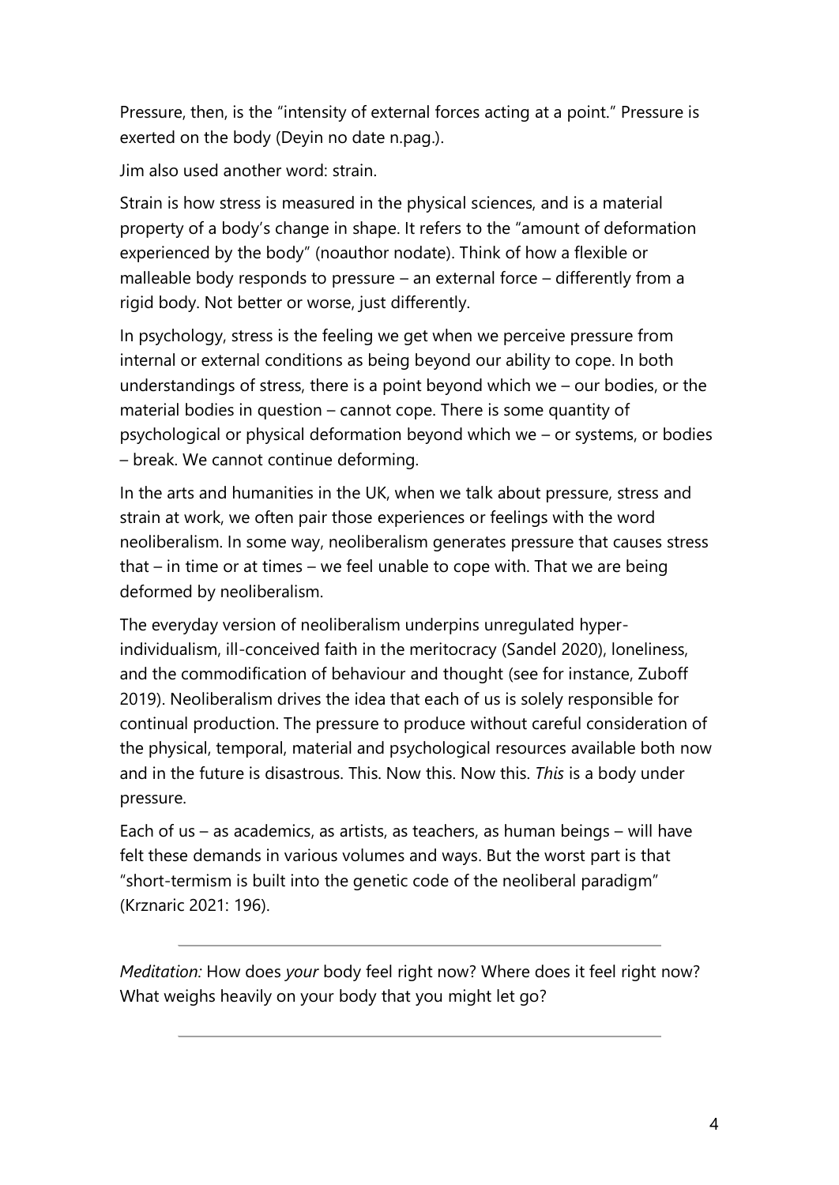Pressure, then, is the "intensity of external forces acting at a point." Pressure is exerted on the body (Deyin no date n.pag.).

Jim also used another word: strain.

Strain is how stress is measured in the physical sciences, and is a material property of a body's change in shape. It refers to the "amount of deformation experienced by the body" (noauthor nodate). Think of how a flexible or malleable body responds to pressure – an external force – differently from a rigid body. Not better or worse, just differently.

In psychology, stress is the feeling we get when we perceive pressure from internal or external conditions as being beyond our ability to cope. In both understandings of stress, there is a point beyond which we – our bodies, or the material bodies in question – cannot cope. There is some quantity of psychological or physical deformation beyond which we – or systems, or bodies – break. We cannot continue deforming.

In the arts and humanities in the UK, when we talk about pressure, stress and strain at work, we often pair those experiences or feelings with the word neoliberalism. In some way, neoliberalism generates pressure that causes stress that – in time or at times – we feel unable to cope with. That we are being deformed by neoliberalism.

The everyday version of neoliberalism underpins unregulated hyper-individualism, ill-conceived faith in the meritocracy (Sandel 2020), loneliness, and the commodification of behaviour and thought (see for instance, Zuboff 2019). Neoliberalism drives the idea that each of us is solely responsible for continual production. The pressure to produce without careful consideration of the physical, temporal, material and psychological resources available both now and in the future is disastrous. This. Now this. Now this. *This* is a body under pressure.

Each of us – as academics, as artists, as teachers, as human beings – will have felt these demands in various volumes and ways. But the worst part is that "short-termism is built into the genetic code of the neoliberal paradigm" (Krznaric 2021: 196).

---

*Meditation:* How does *your* body feel right now? Where does it feel right now? What weighs heavily on your body that you might let go?

---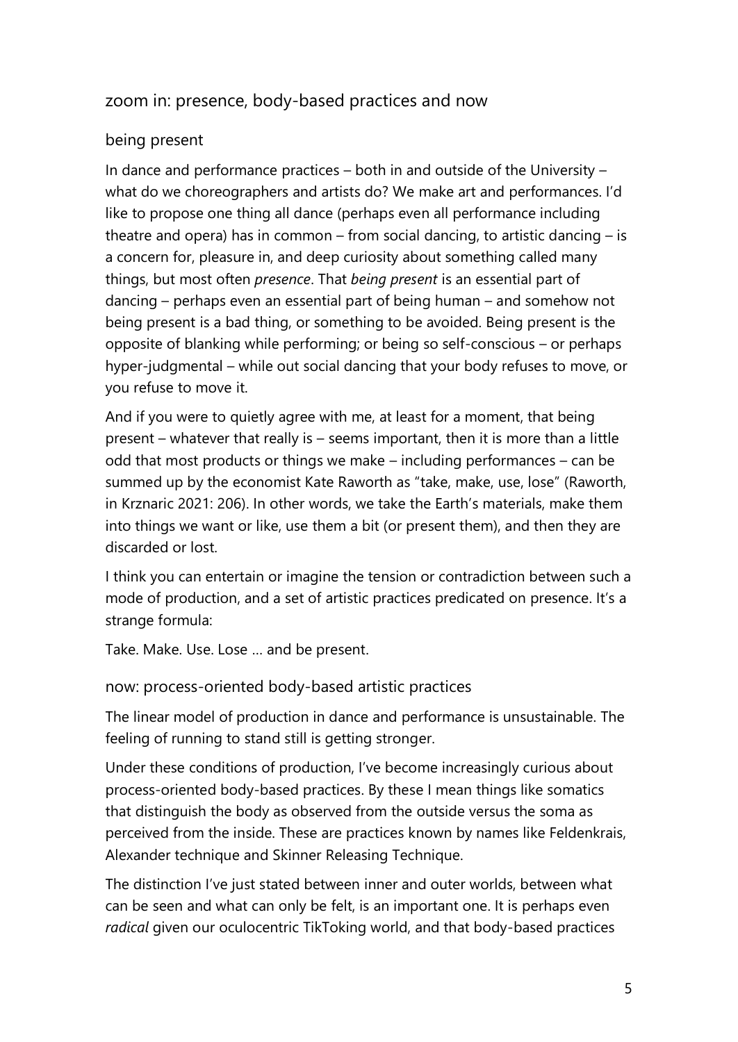## zoom in: presence, body-based practices and now

### being present

In dance and performance practices – both in and outside of the University – what do we choreographers and artists do? We make art and performances. I'd like to propose one thing all dance (perhaps even all performance including theatre and opera) has in common – from social dancing, to artistic dancing – is a concern for, pleasure in, and deep curiosity about something called many things, but most often *presence*. That *being present* is an essential part of dancing – perhaps even an essential part of being human – and somehow not being present is a bad thing, or something to be avoided. Being present is the opposite of blanking while performing; or being so self-conscious – or perhaps hyper-judgmental – while out social dancing that your body refuses to move, or you refuse to move it.

And if you were to quietly agree with me, at least for a moment, that being present – whatever that really is – seems important, then it is more than a little odd that most products or things we make – including performances – can be summed up by the economist Kate Raworth as "take, make, use, lose" (Raworth, in Krznaric 2021: 206). In other words, we take the Earth's materials, make them into things we want or like, use them a bit (or present them), and then they are discarded or lost.

I think you can entertain or imagine the tension or contradiction between such a mode of production, and a set of artistic practices predicated on presence. It's a strange formula:

Take. Make. Use. Lose … and be present.

### now: process-oriented body-based artistic practices

The linear model of production in dance and performance is unsustainable. The feeling of running to stand still is getting stronger.

Under these conditions of production, I've become increasingly curious about process-oriented body-based practices. By these I mean things like somatics that distinguish the body as observed from the outside versus the soma as perceived from the inside. These are practices known by names like Feldenkrais, Alexander technique and Skinner Releasing Technique.

The distinction I've just stated between inner and outer worlds, between what can be seen and what can only be felt, is an important one. It is perhaps even *radical* given our oculocentric TikToking world, and that body-based practices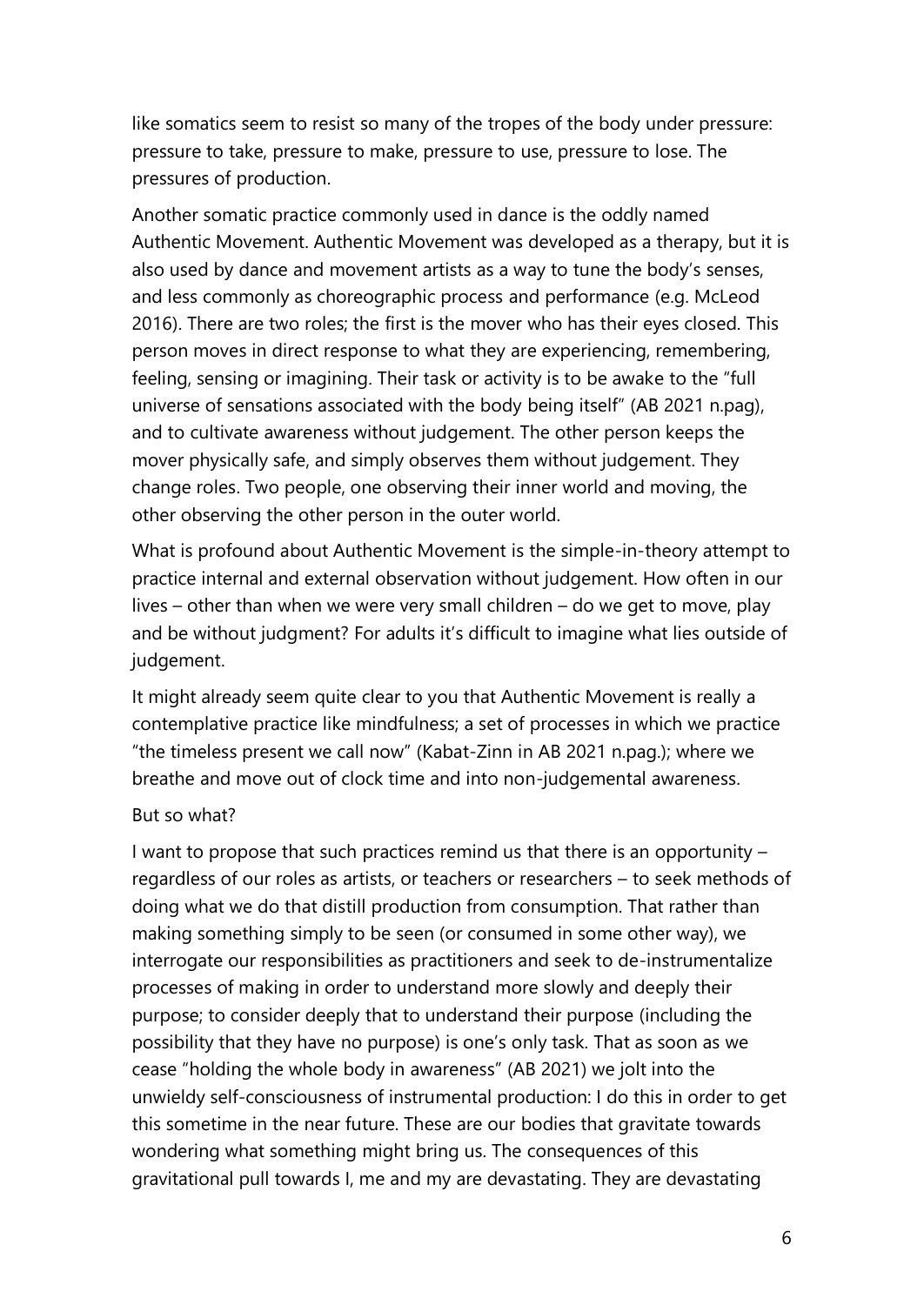like somatics seem to resist so many of the tropes of the body under pressure: pressure to take, pressure to make, pressure to use, pressure to lose. The pressures of production.

Another somatic practice commonly used in dance is the oddly named Authentic Movement. Authentic Movement was developed as a therapy, but it is also used by dance and movement artists as a way to tune the body's senses, and less commonly as choreographic process and performance (e.g. McLeod 2016). There are two roles; the first is the mover who has their eyes closed. This person moves in direct response to what they are experiencing, remembering, feeling, sensing or imagining. Their task or activity is to be awake to the "full universe of sensations associated with the body being itself" (AB 2021 n.pag), and to cultivate awareness without judgement. The other person keeps the mover physically safe, and simply observes them without judgement. They change roles. Two people, one observing their inner world and moving, the other observing the other person in the outer world.

What is profound about Authentic Movement is the simple-in-theory attempt to practice internal and external observation without judgement. How often in our lives – other than when we were very small children – do we get to move, play and be without judgment? For adults it's difficult to imagine what lies outside of judgement.

It might already seem quite clear to you that Authentic Movement is really a contemplative practice like mindfulness; a set of processes in which we practice "the timeless present we call now" (Kabat-Zinn in AB 2021 n.pag.); where we breathe and move out of clock time and into non-judgemental awareness.

But so what?

I want to propose that such practices remind us that there is an opportunity – regardless of our roles as artists, or teachers or researchers – to seek methods of doing what we do that distill production from consumption. That rather than making something simply to be seen (or consumed in some other way), we interrogate our responsibilities as practitioners and seek to de-instrumentalize processes of making in order to understand more slowly and deeply their purpose; to consider deeply that to understand their purpose (including the possibility that they have no purpose) is one's only task. That as soon as we cease "holding the whole body in awareness" (AB 2021) we jolt into the unwieldy self-consciousness of instrumental production: I do this in order to get this sometime in the near future. These are our bodies that gravitate towards wondering what something might bring us. The consequences of this gravitational pull towards I, me and my are devastating. They are devastating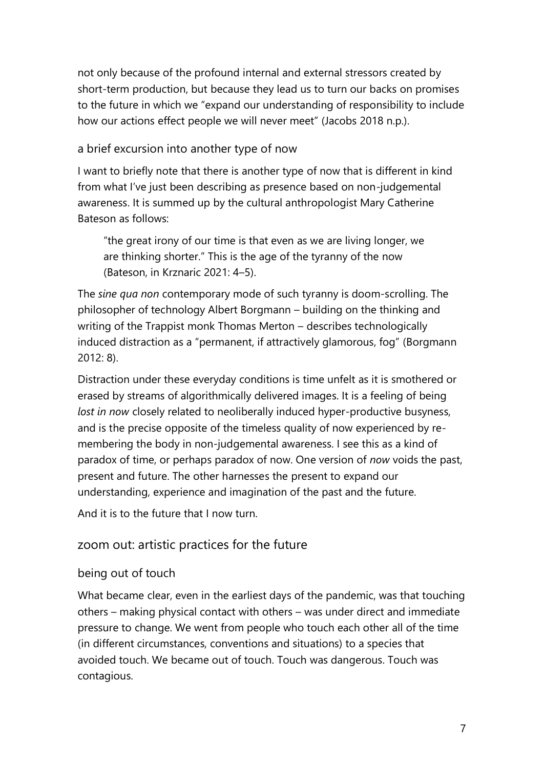not only because of the profound internal and external stressors created by short-term production, but because they lead us to turn our backs on promises to the future in which we "expand our understanding of responsibility to include how our actions effect people we will never meet" (Jacobs 2018 n.p.).

### a brief excursion into another type of now

I want to briefly note that there is another type of now that is different in kind from what I've just been describing as presence based on non-judgemental awareness. It is summed up by the cultural anthropologist Mary Catherine Bateson as follows:

> "the great irony of our time is that even as we are living longer, we are thinking shorter." This is the age of the tyranny of the now (Bateson, in Krznaric 2021: 4–5).

The *sine qua non* contemporary mode of such tyranny is doom-scrolling. The philosopher of technology Albert Borgmann – building on the thinking and writing of the Trappist monk Thomas Merton – describes technologically induced distraction as a "permanent, if attractively glamorous, fog" (Borgmann 2012: 8).

Distraction under these everyday conditions is time unfelt as it is smothered or erased by streams of algorithmically delivered images. It is a feeling of being *lost in now* closely related to neoliberally induced hyper-productive busyness, and is the precise opposite of the timeless quality of now experienced by re-membering the body in non-judgemental awareness. I see this as a kind of paradox of time, or perhaps paradox of now. One version of *now* voids the past, present and future. The other harnesses the present to expand our understanding, experience and imagination of the past and the future.

And it is to the future that I now turn.

## zoom out: artistic practices for the future

### being out of touch

What became clear, even in the earliest days of the pandemic, was that touching others – making physical contact with others – was under direct and immediate pressure to change. We went from people who touch each other all of the time (in different circumstances, conventions and situations) to a species that avoided touch. We became out of touch. Touch was dangerous. Touch was contagious.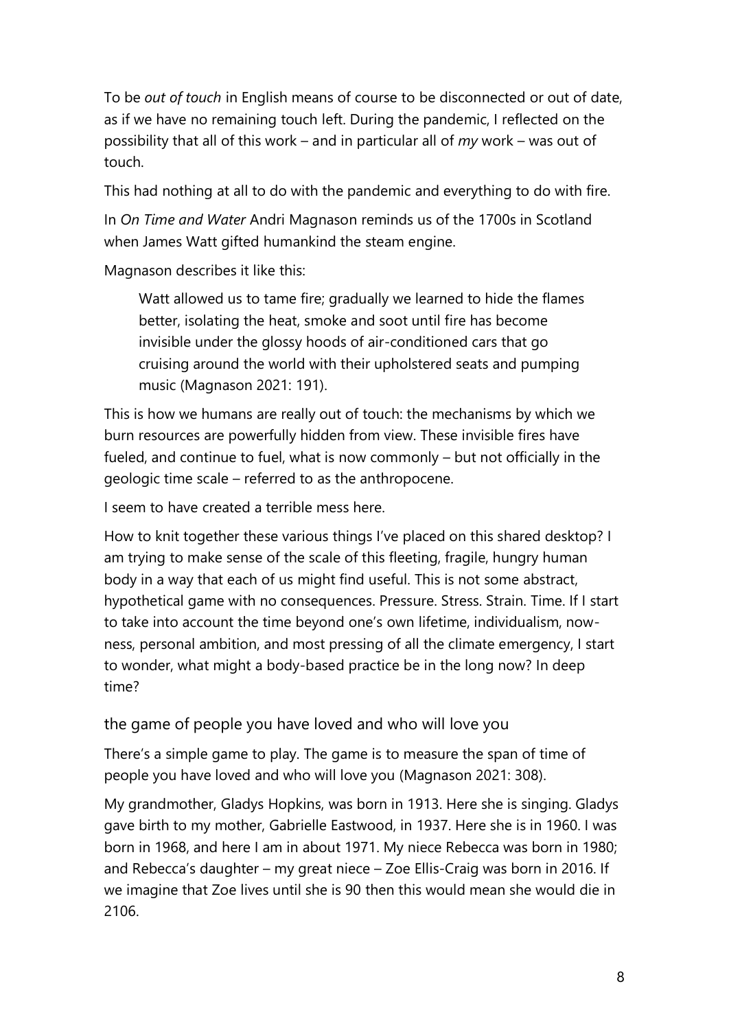To be *out of touch* in English means of course to be disconnected or out of date, as if we have no remaining touch left. During the pandemic, I reflected on the possibility that all of this work – and in particular all of *my* work – was out of touch.

This had nothing at all to do with the pandemic and everything to do with fire.

In *On Time and Water* Andri Magnason reminds us of the 1700s in Scotland when James Watt gifted humankind the steam engine.

Magnason describes it like this:

> Watt allowed us to tame fire; gradually we learned to hide the flames better, isolating the heat, smoke and soot until fire has become invisible under the glossy hoods of air-conditioned cars that go cruising around the world with their upholstered seats and pumping music (Magnason 2021: 191).

This is how we humans are really out of touch: the mechanisms by which we burn resources are powerfully hidden from view. These invisible fires have fueled, and continue to fuel, what is now commonly – but not officially in the geologic time scale – referred to as the anthropocene.

I seem to have created a terrible mess here.

How to knit together these various things I've placed on this shared desktop? I am trying to make sense of the scale of this fleeting, fragile, hungry human body in a way that each of us might find useful. This is not some abstract, hypothetical game with no consequences. Pressure. Stress. Strain. Time. If I start to take into account the time beyond one's own lifetime, individualism, now-ness, personal ambition, and most pressing of all the climate emergency, I start to wonder, what might a body-based practice be in the long now? In deep time?

## the game of people you have loved and who will love you

There's a simple game to play. The game is to measure the span of time of people you have loved and who will love you (Magnason 2021: 308).

My grandmother, Gladys Hopkins, was born in 1913. Here she is singing. Gladys gave birth to my mother, Gabrielle Eastwood, in 1937. Here she is in 1960. I was born in 1968, and here I am in about 1971. My niece Rebecca was born in 1980; and Rebecca's daughter – my great niece – Zoe Ellis-Craig was born in 2016. If we imagine that Zoe lives until she is 90 then this would mean she would die in 2106.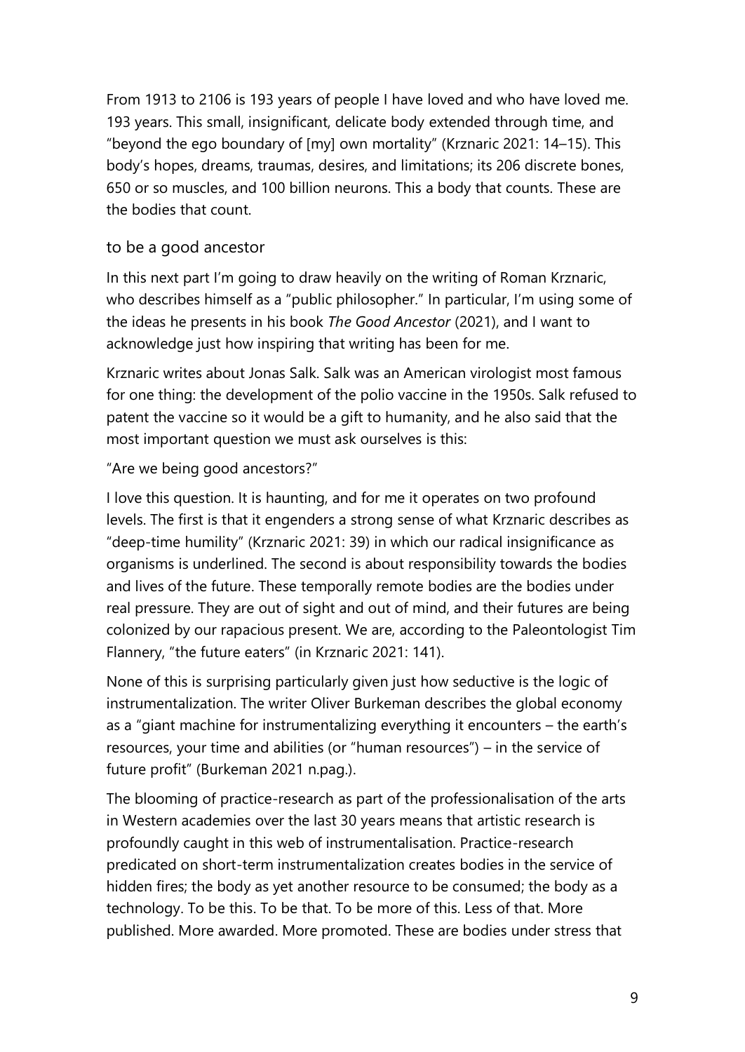From 1913 to 2106 is 193 years of people I have loved and who have loved me. 193 years. This small, insignificant, delicate body extended through time, and "beyond the ego boundary of [my] own mortality" (Krznaric 2021: 14–15). This body's hopes, dreams, traumas, desires, and limitations; its 206 discrete bones, 650 or so muscles, and 100 billion neurons. This a body that counts. These are the bodies that count.

## to be a good ancestor

In this next part I'm going to draw heavily on the writing of Roman Krznaric, who describes himself as a "public philosopher." In particular, I'm using some of the ideas he presents in his book *The Good Ancestor* (2021), and I want to acknowledge just how inspiring that writing has been for me.

Krznaric writes about Jonas Salk. Salk was an American virologist most famous for one thing: the development of the polio vaccine in the 1950s. Salk refused to patent the vaccine so it would be a gift to humanity, and he also said that the most important question we must ask ourselves is this:

"Are we being good ancestors?"

I love this question. It is haunting, and for me it operates on two profound levels. The first is that it engenders a strong sense of what Krznaric describes as "deep-time humility" (Krznaric 2021: 39) in which our radical insignificance as organisms is underlined. The second is about responsibility towards the bodies and lives of the future. These temporally remote bodies are the bodies under real pressure. They are out of sight and out of mind, and their futures are being colonized by our rapacious present. We are, according to the Paleontologist Tim Flannery, "the future eaters" (in Krznaric 2021: 141).

None of this is surprising particularly given just how seductive is the logic of instrumentalization. The writer Oliver Burkeman describes the global economy as a "giant machine for instrumentalizing everything it encounters – the earth's resources, your time and abilities (or "human resources") – in the service of future profit" (Burkeman 2021 n.pag.).

The blooming of practice-research as part of the professionalisation of the arts in Western academies over the last 30 years means that artistic research is profoundly caught in this web of instrumentalisation. Practice-research predicated on short-term instrumentalization creates bodies in the service of hidden fires; the body as yet another resource to be consumed; the body as a technology. To be this. To be that. To be more of this. Less of that. More published. More awarded. More promoted. These are bodies under stress that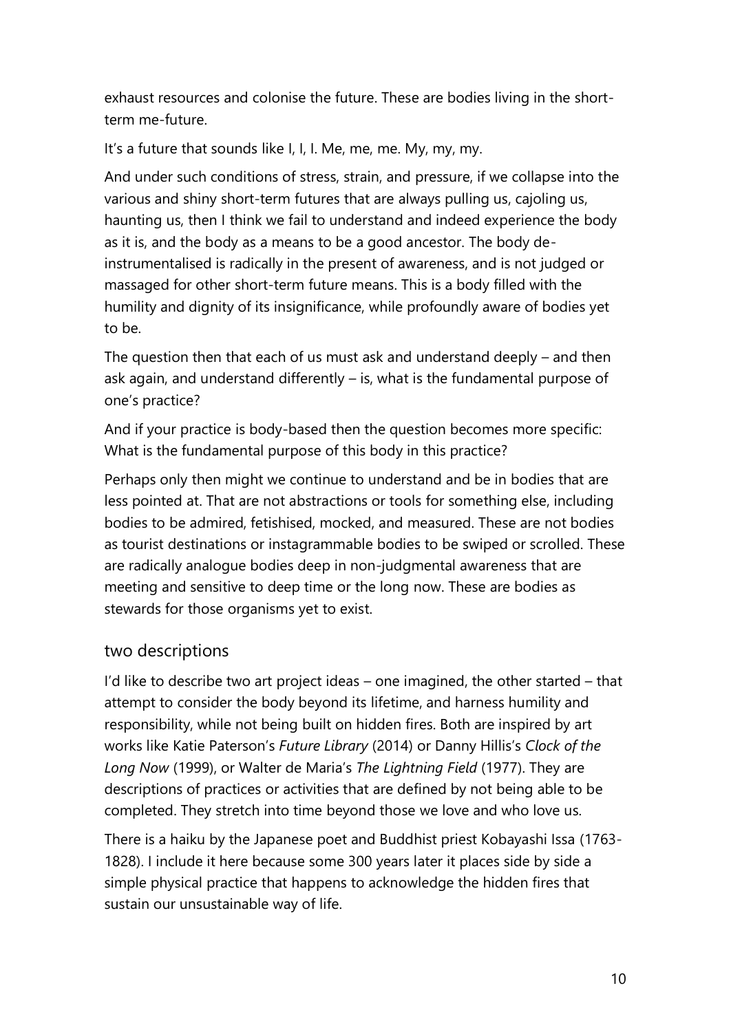exhaust resources and colonise the future. These are bodies living in the short-term me-future.

It's a future that sounds like I, I, I. Me, me, me. My, my, my.

And under such conditions of stress, strain, and pressure, if we collapse into the various and shiny short-term futures that are always pulling us, cajoling us, haunting us, then I think we fail to understand and indeed experience the body as it is, and the body as a means to be a good ancestor. The body de-instrumentalised is radically in the present of awareness, and is not judged or massaged for other short-term future means. This is a body filled with the humility and dignity of its insignificance, while profoundly aware of bodies yet to be.

The question then that each of us must ask and understand deeply – and then ask again, and understand differently – is, what is the fundamental purpose of one's practice?

And if your practice is body-based then the question becomes more specific: What is the fundamental purpose of this body in this practice?

Perhaps only then might we continue to understand and be in bodies that are less pointed at. That are not abstractions or tools for something else, including bodies to be admired, fetishised, mocked, and measured. These are not bodies as tourist destinations or instagrammable bodies to be swiped or scrolled. These are radically analogue bodies deep in non-judgmental awareness that are meeting and sensitive to deep time or the long now. These are bodies as stewards for those organisms yet to exist.

## two descriptions

I'd like to describe two art project ideas – one imagined, the other started – that attempt to consider the body beyond its lifetime, and harness humility and responsibility, while not being built on hidden fires. Both are inspired by art works like Katie Paterson's *Future Library* (2014) or Danny Hillis's *Clock of the Long Now* (1999), or Walter de Maria's *The Lightning Field* (1977). They are descriptions of practices or activities that are defined by not being able to be completed. They stretch into time beyond those we love and who love us.

There is a haiku by the Japanese poet and Buddhist priest Kobayashi Issa (1763-1828). I include it here because some 300 years later it places side by side a simple physical practice that happens to acknowledge the hidden fires that sustain our unsustainable way of life.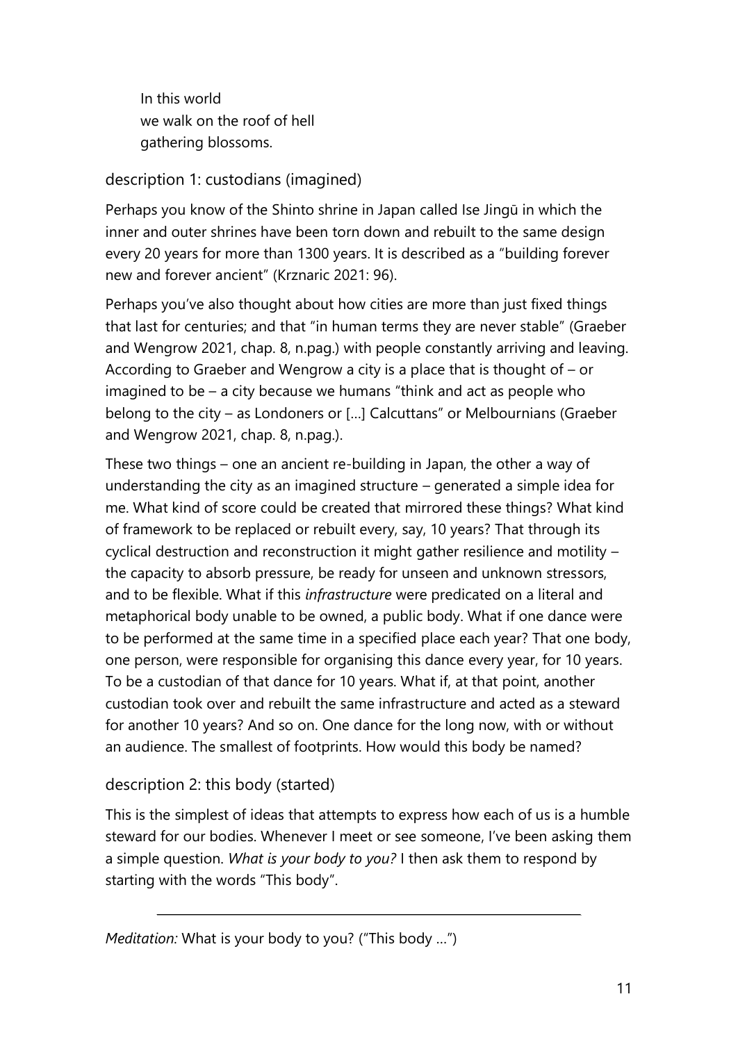In this world
we walk on the roof of hell
gathering blossoms.

## description 1: custodians (imagined)

Perhaps you know of the Shinto shrine in Japan called Ise Jingū in which the inner and outer shrines have been torn down and rebuilt to the same design every 20 years for more than 1300 years. It is described as a "building forever new and forever ancient" (Krznaric 2021: 96).

Perhaps you've also thought about how cities are more than just fixed things that last for centuries; and that "in human terms they are never stable" (Graeber and Wengrow 2021, chap. 8, n.pag.) with people constantly arriving and leaving. According to Graeber and Wengrow a city is a place that is thought of – or imagined to be – a city because we humans "think and act as people who belong to the city – as Londoners or […] Calcuttans" or Melbournians (Graeber and Wengrow 2021, chap. 8, n.pag.).

These two things – one an ancient re-building in Japan, the other a way of understanding the city as an imagined structure – generated a simple idea for me. What kind of score could be created that mirrored these things? What kind of framework to be replaced or rebuilt every, say, 10 years? That through its cyclical destruction and reconstruction it might gather resilience and motility – the capacity to absorb pressure, be ready for unseen and unknown stressors, and to be flexible. What if this *infrastructure* were predicated on a literal and metaphorical body unable to be owned, a public body. What if one dance were to be performed at the same time in a specified place each year? That one body, one person, were responsible for organising this dance every year, for 10 years. To be a custodian of that dance for 10 years. What if, at that point, another custodian took over and rebuilt the same infrastructure and acted as a steward for another 10 years? And so on. One dance for the long now, with or without an audience. The smallest of footprints. How would this body be named?

## description 2: this body (started)

This is the simplest of ideas that attempts to express how each of us is a humble steward for our bodies. Whenever I meet or see someone, I've been asking them a simple question. *What is your body to you?* I then ask them to respond by starting with the words "This body".

---

*Meditation:* What is your body to you? ("This body …")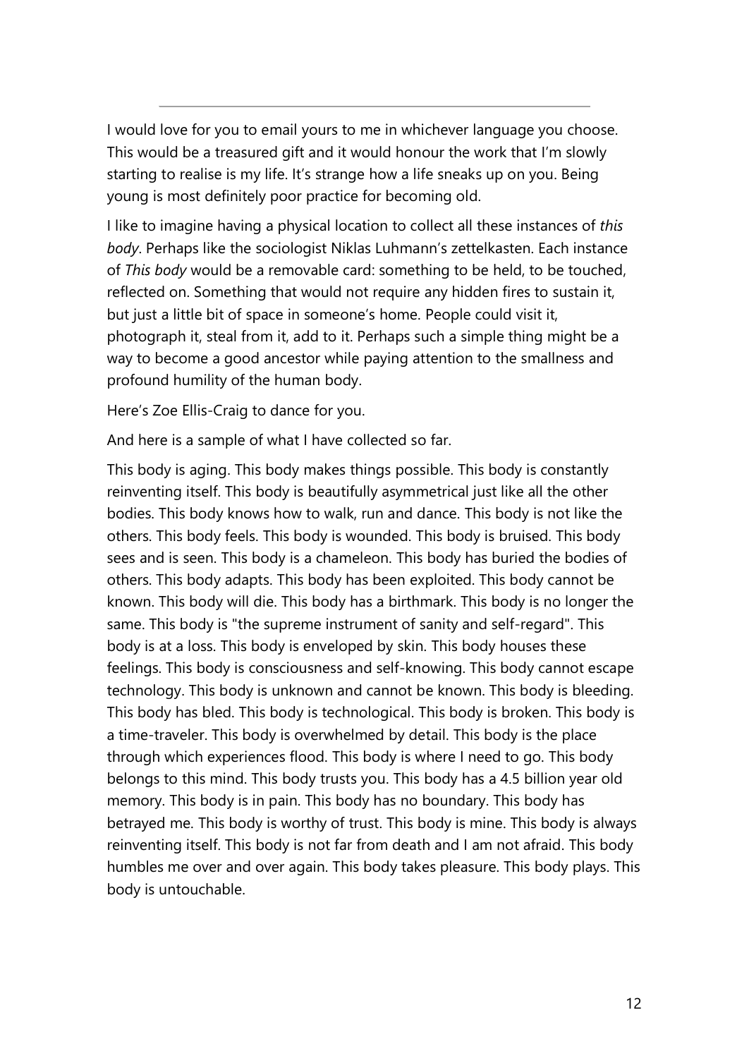---

I would love for you to email yours to me in whichever language you choose. This would be a treasured gift and it would honour the work that I'm slowly starting to realise is my life. It's strange how a life sneaks up on you. Being young is most definitely poor practice for becoming old.

I like to imagine having a physical location to collect all these instances of *this body*. Perhaps like the sociologist Niklas Luhmann's zettelkasten. Each instance of *This body* would be a removable card: something to be held, to be touched, reflected on. Something that would not require any hidden fires to sustain it, but just a little bit of space in someone's home. People could visit it, photograph it, steal from it, add to it. Perhaps such a simple thing might be a way to become a good ancestor while paying attention to the smallness and profound humility of the human body.

Here's Zoe Ellis-Craig to dance for you.

And here is a sample of what I have collected so far.

This body is aging. This body makes things possible. This body is constantly reinventing itself. This body is beautifully asymmetrical just like all the other bodies. This body knows how to walk, run and dance. This body is not like the others. This body feels. This body is wounded. This body is bruised. This body sees and is seen. This body is a chameleon. This body has buried the bodies of others. This body adapts. This body has been exploited. This body cannot be known. This body will die. This body has a birthmark. This body is no longer the same. This body is "the supreme instrument of sanity and self-regard". This body is at a loss. This body is enveloped by skin. This body houses these feelings. This body is consciousness and self-knowing. This body cannot escape technology. This body is unknown and cannot be known. This body is bleeding. This body has bled. This body is technological. This body is broken. This body is a time-traveler. This body is overwhelmed by detail. This body is the place through which experiences flood. This body is where I need to go. This body belongs to this mind. This body trusts you. This body has a 4.5 billion year old memory. This body is in pain. This body has no boundary. This body has betrayed me. This body is worthy of trust. This body is mine. This body is always reinventing itself. This body is not far from death and I am not afraid. This body humbles me over and over again. This body takes pleasure. This body plays. This body is untouchable.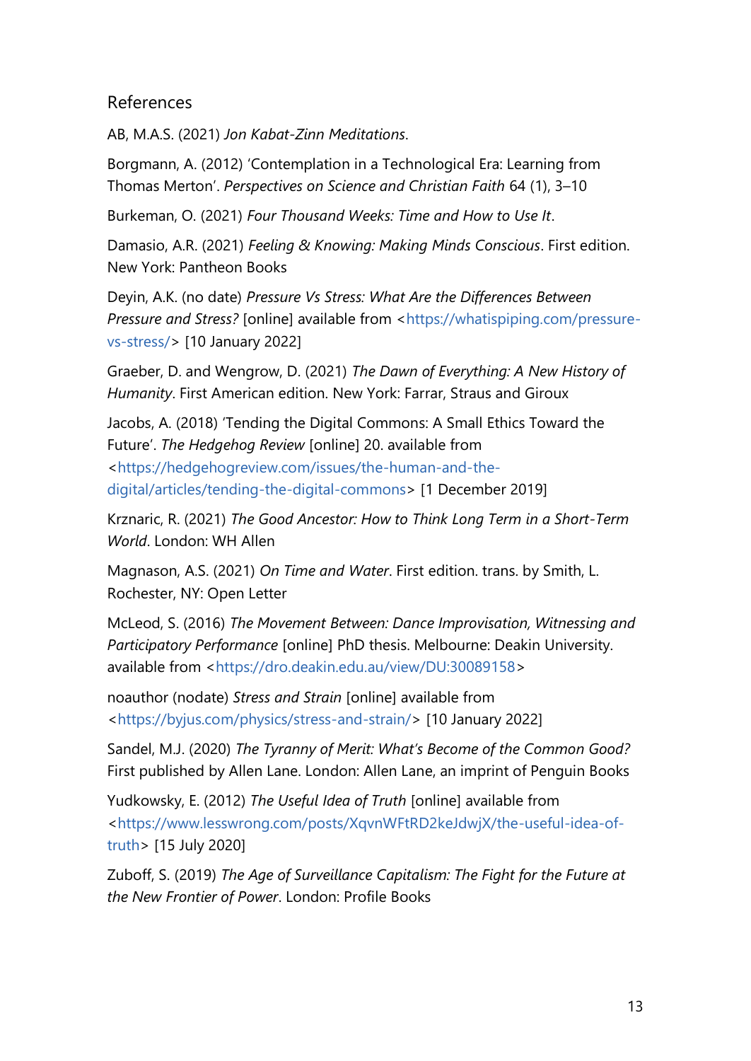## References

AB, M.A.S. (2021) *Jon Kabat-Zinn Meditations*.

Borgmann, A. (2012) 'Contemplation in a Technological Era: Learning from Thomas Merton'. *Perspectives on Science and Christian Faith* 64 (1), 3–10

Burkeman, O. (2021) *Four Thousand Weeks: Time and How to Use It*.

Damasio, A.R. (2021) *Feeling & Knowing: Making Minds Conscious*. First edition. New York: Pantheon Books

Deyin, A.K. (no date) *Pressure Vs Stress: What Are the Differences Between Pressure and Stress?* [online] available from <https://whatispiping.com/pressure-vs-stress/> [10 January 2022]

Graeber, D. and Wengrow, D. (2021) *The Dawn of Everything: A New History of Humanity*. First American edition. New York: Farrar, Straus and Giroux

Jacobs, A. (2018) 'Tending the Digital Commons: A Small Ethics Toward the Future'. *The Hedgehog Review* [online] 20. available from <https://hedgehogreview.com/issues/the-human-and-the-digital/articles/tending-the-digital-commons> [1 December 2019]

Krznaric, R. (2021) *The Good Ancestor: How to Think Long Term in a Short-Term World*. London: WH Allen

Magnason, A.S. (2021) *On Time and Water*. First edition. trans. by Smith, L. Rochester, NY: Open Letter

McLeod, S. (2016) *The Movement Between: Dance Improvisation, Witnessing and Participatory Performance* [online] PhD thesis. Melbourne: Deakin University. available from <https://dro.deakin.edu.au/view/DU:30089158>

noauthor (nodate) *Stress and Strain* [online] available from <https://byjus.com/physics/stress-and-strain/> [10 January 2022]

Sandel, M.J. (2020) *The Tyranny of Merit: What's Become of the Common Good?* First published by Allen Lane. London: Allen Lane, an imprint of Penguin Books

Yudkowsky, E. (2012) *The Useful Idea of Truth* [online] available from <https://www.lesswrong.com/posts/XqvnWFtRD2keJdwjX/the-useful-idea-of-truth> [15 July 2020]

Zuboff, S. (2019) *The Age of Surveillance Capitalism: The Fight for the Future at the New Frontier of Power*. London: Profile Books